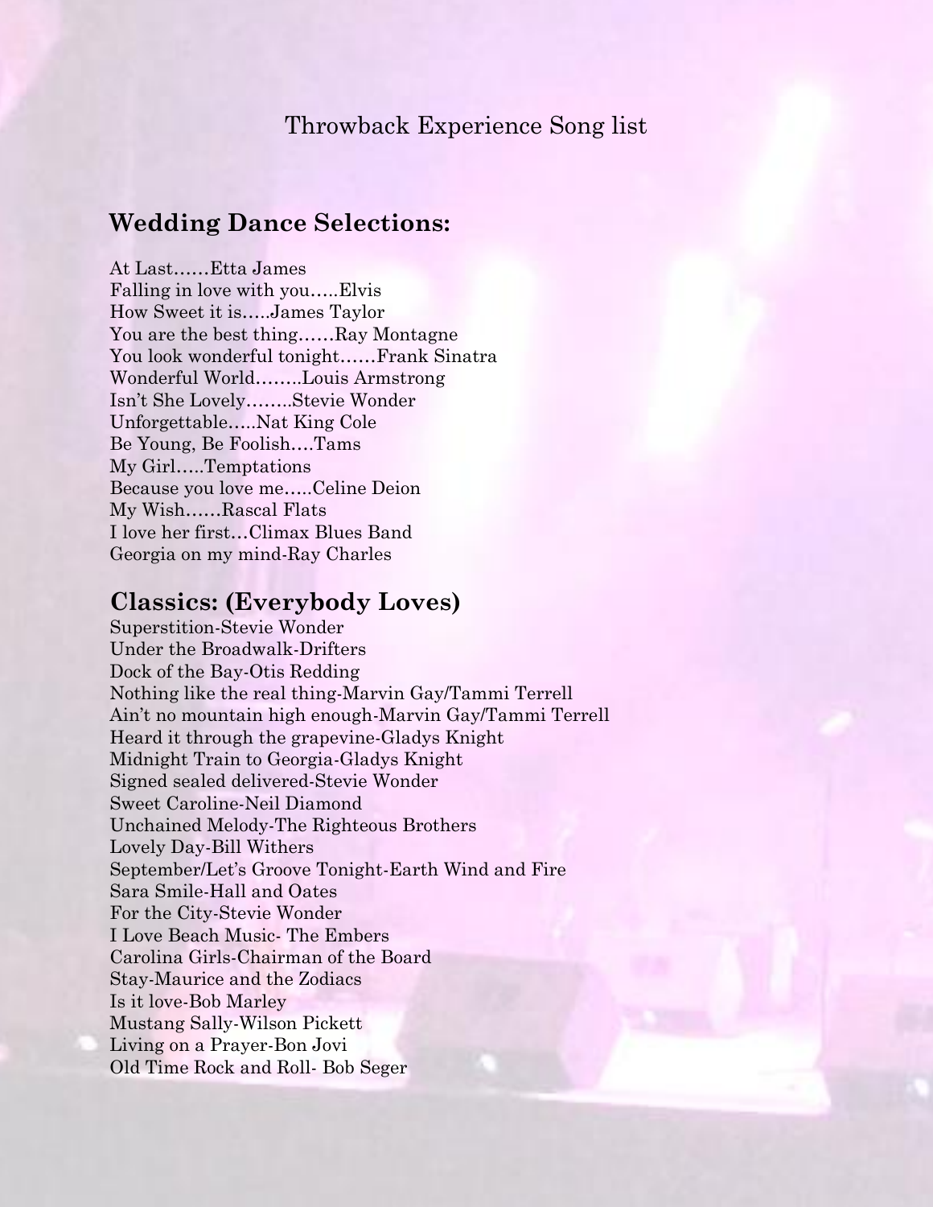# Throwback Experience Song list

## Wedding Dance Selections:

At Last……Etta James
Falling in love with you…..Elvis
How Sweet it is…..James Taylor
You are the best thing……Ray Montagne
You look wonderful tonight……Frank Sinatra
Wonderful World……..Louis Armstrong
Isn't She Lovely……..Stevie Wonder
Unforgettable…..Nat King Cole
Be Young, Be Foolish….Tams
My Girl…..Temptations
Because you love me…..Celine Deion
My Wish……Rascal Flats
I love her first…Climax Blues Band
Georgia on my mind-Ray Charles

## Classics: (Everybody Loves)

Superstition-Stevie Wonder
Under the Broadwalk-Drifters
Dock of the Bay-Otis Redding
Nothing like the real thing-Marvin Gay/Tammi Terrell
Ain't no mountain high enough-Marvin Gay/Tammi Terrell
Heard it through the grapevine-Gladys Knight
Midnight Train to Georgia-Gladys Knight
Signed sealed delivered-Stevie Wonder
Sweet Caroline-Neil Diamond
Unchained Melody-The Righteous Brothers
Lovely Day-Bill Withers
September/Let's Groove Tonight-Earth Wind and Fire
Sara Smile-Hall and Oates
For the City-Stevie Wonder
I Love Beach Music- The Embers
Carolina Girls-Chairman of the Board
Stay-Maurice and the Zodiacs
Is it love-Bob Marley
Mustang Sally-Wilson Pickett
Living on a Prayer-Bon Jovi
Old Time Rock and Roll- Bob Seger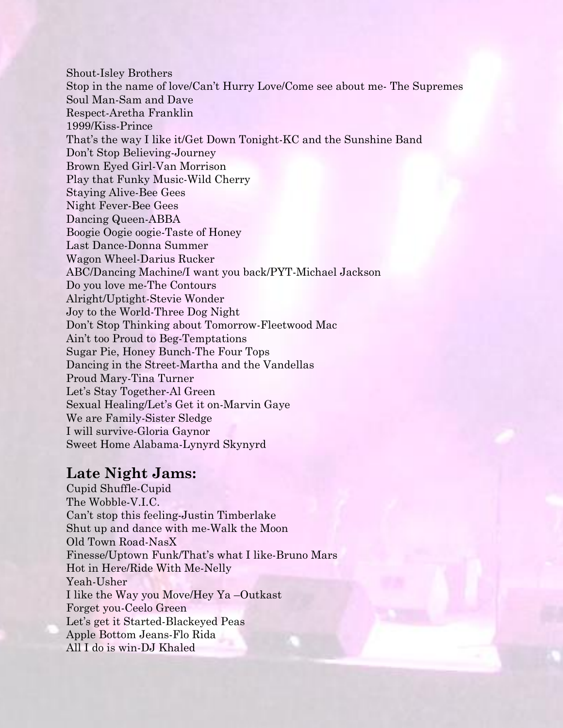Shout-Isley Brothers
Stop in the name of love/Can't Hurry Love/Come see about me- The Supremes
Soul Man-Sam and Dave
Respect-Aretha Franklin
1999/Kiss-Prince
That's the way I like it/Get Down Tonight-KC and the Sunshine Band
Don't Stop Believing-Journey
Brown Eyed Girl-Van Morrison
Play that Funky Music-Wild Cherry
Staying Alive-Bee Gees
Night Fever-Bee Gees
Dancing Queen-ABBA
Boogie Oogie oogie-Taste of Honey
Last Dance-Donna Summer
Wagon Wheel-Darius Rucker
ABC/Dancing Machine/I want you back/PYT-Michael Jackson
Do you love me-The Contours
Alright/Uptight-Stevie Wonder
Joy to the World-Three Dog Night
Don't Stop Thinking about Tomorrow-Fleetwood Mac
Ain't too Proud to Beg-Temptations
Sugar Pie, Honey Bunch-The Four Tops
Dancing in the Street-Martha and the Vandellas
Proud Mary-Tina Turner
Let's Stay Together-Al Green
Sexual Healing/Let's Get it on-Marvin Gaye
We are Family-Sister Sledge
I will survive-Gloria Gaynor
Sweet Home Alabama-Lynyrd Skynyrd

## Late Night Jams:

Cupid Shuffle-Cupid
The Wobble-V.I.C.
Can't stop this feeling-Justin Timberlake
Shut up and dance with me-Walk the Moon
Old Town Road-NasX
Finesse/Uptown Funk/That's what I like-Bruno Mars
Hot in Here/Ride With Me-Nelly
Yeah-Usher
I like the Way you Move/Hey Ya –Outkast
Forget you-Ceelo Green
Let's get it Started-Blackeyed Peas
Apple Bottom Jeans-Flo Rida
All I do is win-DJ Khaled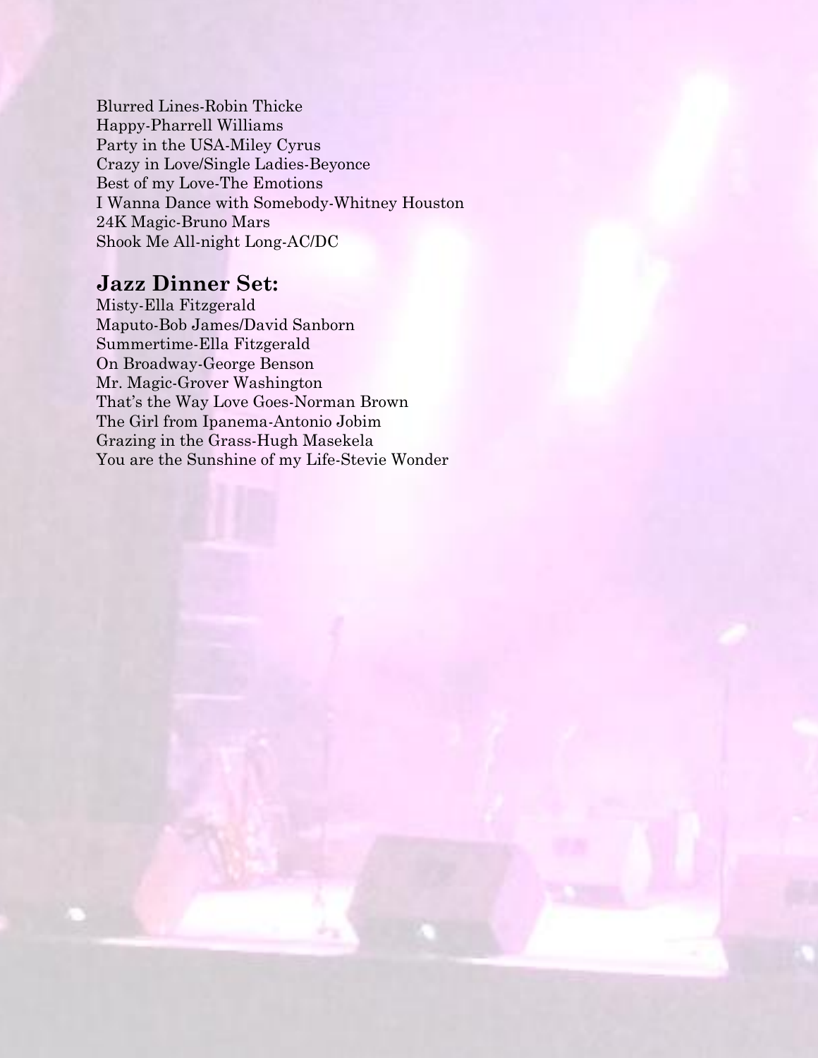Blurred Lines-Robin Thicke
Happy-Pharrell Williams
Party in the USA-Miley Cyrus
Crazy in Love/Single Ladies-Beyonce
Best of my Love-The Emotions
I Wanna Dance with Somebody-Whitney Houston
24K Magic-Bruno Mars
Shook Me All-night Long-AC/DC

## Jazz Dinner Set:

Misty-Ella Fitzgerald
Maputo-Bob James/David Sanborn
Summertime-Ella Fitzgerald
On Broadway-George Benson
Mr. Magic-Grover Washington
That's the Way Love Goes-Norman Brown
The Girl from Ipanema-Antonio Jobim
Grazing in the Grass-Hugh Masekela
You are the Sunshine of my Life-Stevie Wonder